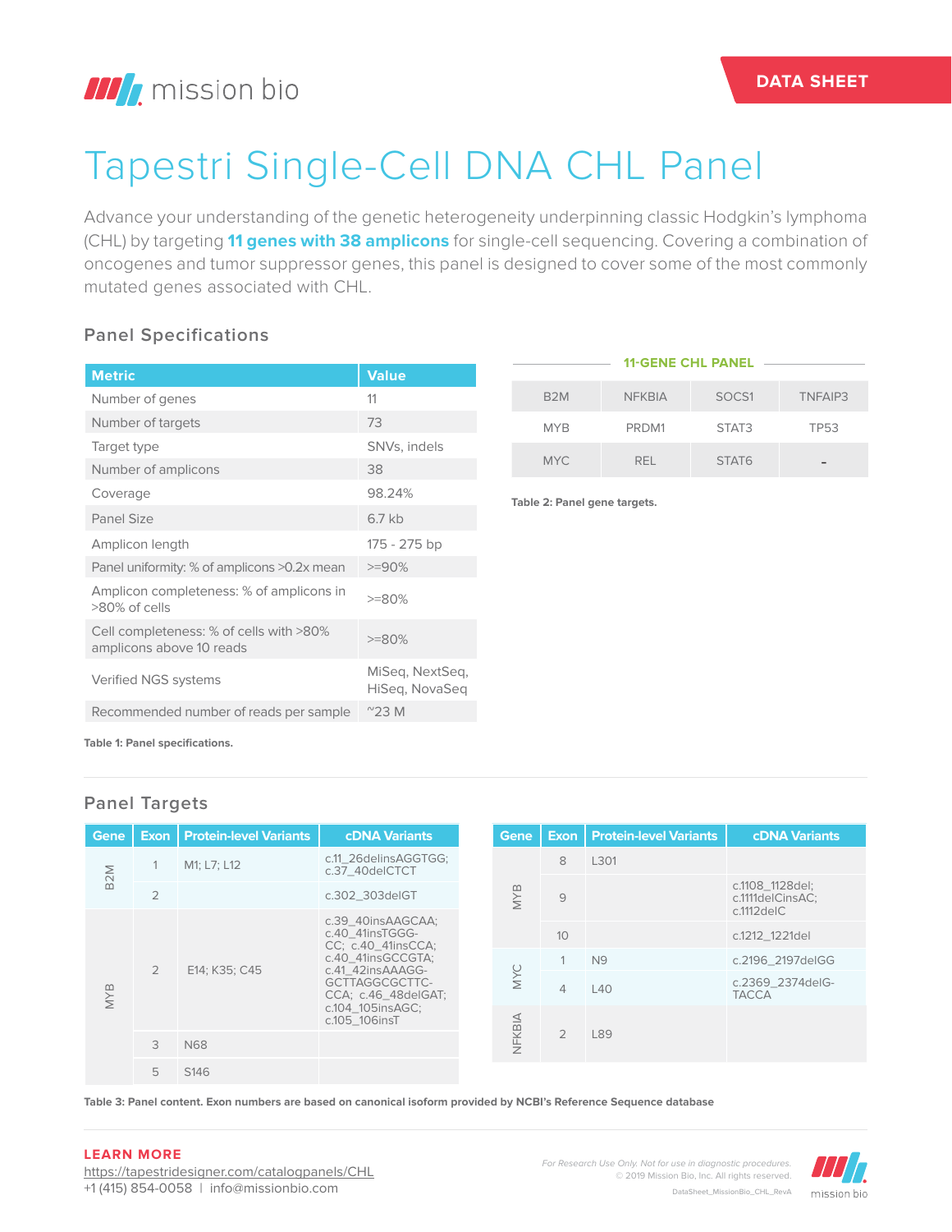mission bio

DATA SHEET

# Tapestri Single-Cell DNA CHL Panel

Advance your understanding of the genetic heterogeneity underpinning classic Hodgkin's lymphoma (CHL) by targeting **11 genes with 38 amplicons** for single-cell sequencing. Covering a combination of oncogenes and tumor suppressor genes, this panel is designed to cover some of the most commonly mutated genes associated with CHL.

## Panel Specifications

| Metric | Value |
|---|---|
| Number of genes | 11 |
| Number of targets | 73 |
| Target type | SNVs, indels |
| Number of amplicons | 38 |
| Coverage | 98.24% |
| Panel Size | 6.7 kb |
| Amplicon length | 175 - 275 bp |
| Panel uniformity: % of amplicons >0.2x mean | >=90% |
| Amplicon completeness: % of amplicons in >80% of cells | >=80% |
| Cell completeness: % of cells with >80% amplicons above 10 reads | >=80% |
| Verified NGS systems | MiSeq, NextSeq, HiSeq, NovaSeq |
| Recommended number of reads per sample | ~23 M |

**Table 1: Panel specifications.**

| 11-GENE CHL PANEL | | | |
|---|---|---|---|
| B2M | NFKBIA | SOCS1 | TNFAIP3 |
| MYB | PRDM1 | STAT3 | TP53 |
| MYC | REL | STAT6 | - |

**Table 2: Panel gene targets.**

## Panel Targets

| Gene | Exon | Protein-level Variants | cDNA Variants |
|---|---|---|---|
| B2M | 1 | M1; L7; L12 | c.11_26delinsAGGTGG; c.37_40delCTCT |
| B2M | 2 | | c.302_303delGT |
| MYB | 2 | E14; K35; C45 | c.39_40insAAGCAA; c.40_41insTGGG-CC; c.40_41insCCA; c.40_41insGCCGTA; c.41_42insAAAGG-GCTTAGGCGCTTC-CCA; c.46_48delGAT; c.104_105insAGC; c.105_106insT |
| MYB | 3 | N68 | |
| MYB | 5 | S146 | |
| MYB | 8 | L301 | |
| MYB | 9 | | c.1108_1128del; c.1111delCinsAC; c.1112delC |
| MYB | 10 | | c.1212_1221del |
| MYC | 1 | N9 | c.2196_2197delGG |
| MYC | 4 | L40 | c.2369_2374delG-TACCA |
| NFKBIA | 2 | L89 | |

**Table 3: Panel content. Exon numbers are based on canonical isoform provided by NCBI's Reference Sequence database**

**LEARN MORE**
https://tapestridesigner.com/catalogpanels/CHL
+1 (415) 854-0058 | info@missionbio.com

*For Research Use Only. Not for use in diagnostic procedures.*
© 2019 Mission Bio, Inc. All rights reserved.
DataSheet_MissionBio_CHL_RevA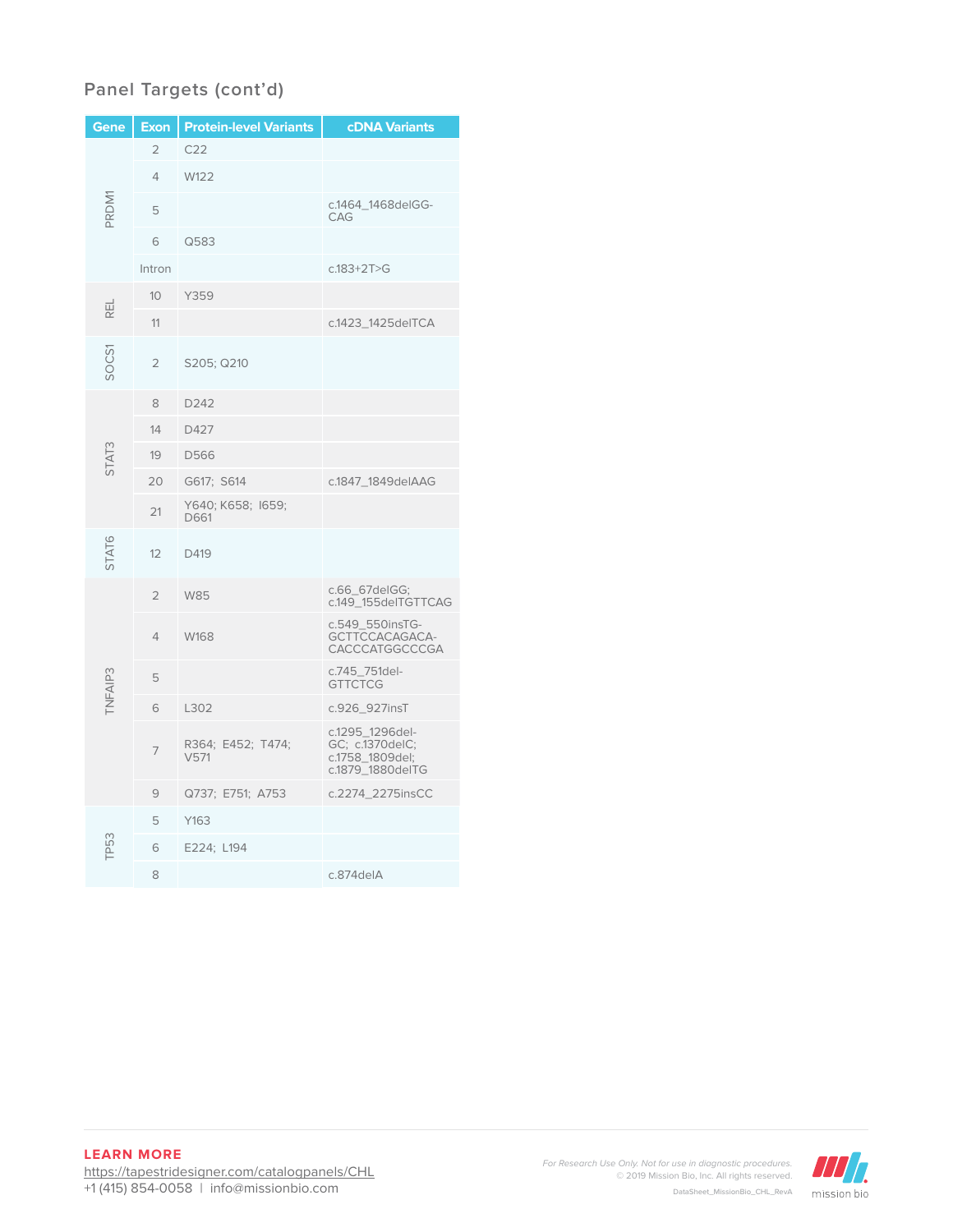## Panel Targets (cont'd)

| Gene | Exon | Protein-level Variants | cDNA Variants |
|---|---|---|---|
| PRDM1 | 2 | C22 | |
| | 4 | W122 | |
| | 5 | | c.1464_1468delGG-CAG |
| | 6 | Q583 | |
| | Intron | | c.183+2T>G |
| REL | 10 | Y359 | |
| | 11 | | c.1423_1425delTCA |
| SOCS1 | 2 | S205; Q210 | |
| STAT3 | 8 | D242 | |
| | 14 | D427 | |
| | 19 | D566 | |
| | 20 | G617; S614 | c.1847_1849delAAG |
| | 21 | Y640; K658; I659; D661 | |
| STAT6 | 12 | D419 | |
| TNFAIP3 | 2 | W85 | c.66_67delGG; c.149_155delTGTTCAG |
| | 4 | W168 | c.549_550insTG-GCTTCCACAGACA-CACCCATGGCCCGA |
| | 5 | | c.745_751del-GTTCTCG |
| | 6 | L302 | c.926_927insT |
| | 7 | R364; E452; T474; V571 | c.1295_1296del-GC; c.1370delC; c.1758_1809del; c.1879_1880delTG |
| | 9 | Q737; E751; A753 | c.2274_2275insCC |
| TP53 | 5 | Y163 | |
| | 6 | E224; L194 | |
| | 8 | | c.874delA |

**LEARN MORE**
https://tapestridesigner.com/catalogpanels/CHL
+1 (415) 854-0058 | info@missionbio.com

*For Research Use Only. Not for use in diagnostic procedures.*
© 2019 Mission Bio, Inc. All rights reserved.
DataSheet_MissionBio_CHL_RevA

mission bio